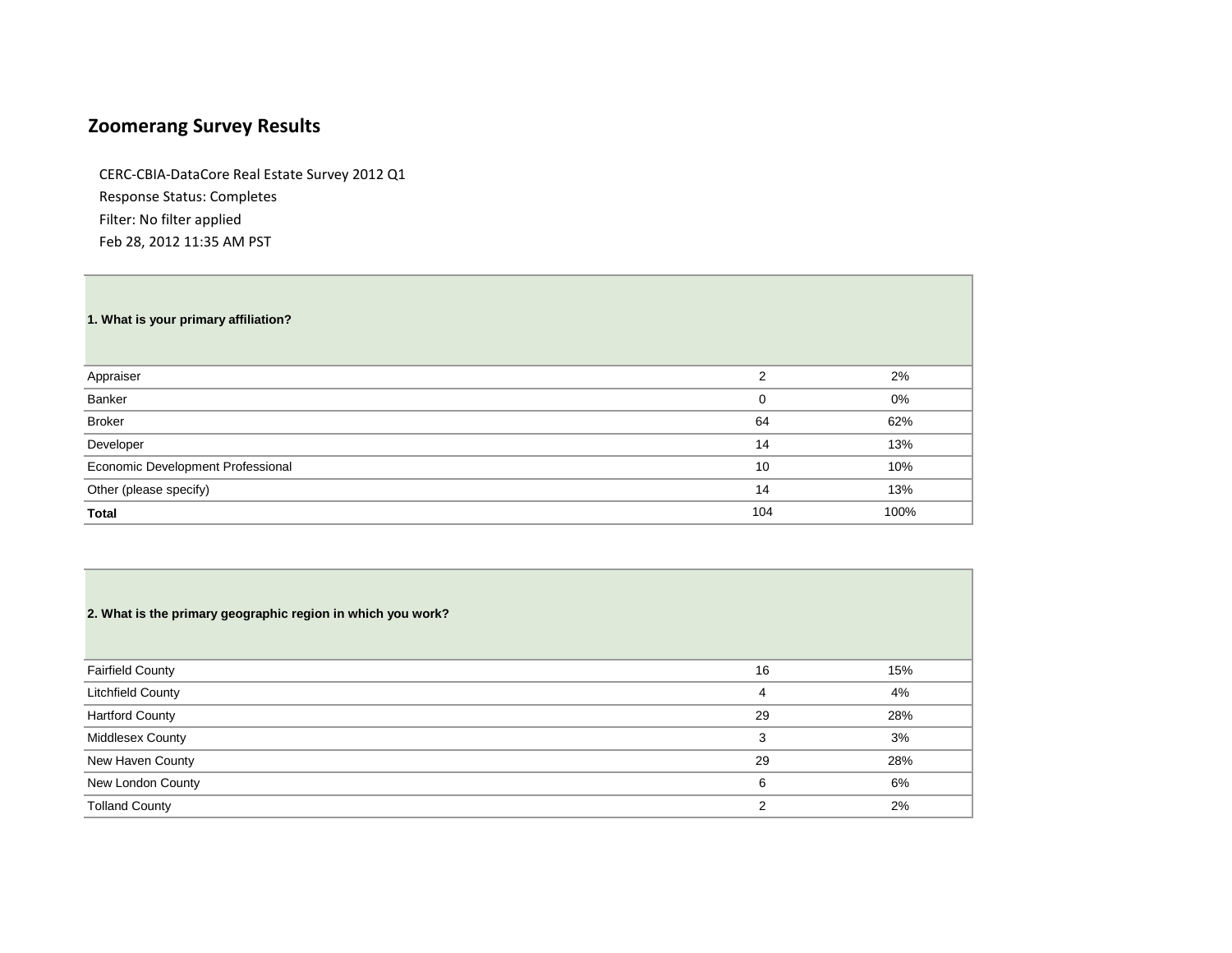# Zoomerang Survey Results

CERC-CBIA-DataCore Real Estate Survey 2012 Q1
Response Status: Completes
Filter: No filter applied
Feb 28, 2012 11:35 AM PST

| **1. What is your primary affiliation?** | | |
|---|---|---|
| Appraiser | 2 | 2% |
| Banker | 0 | 0% |
| Broker | 64 | 62% |
| Developer | 14 | 13% |
| Economic Development Professional | 10 | 10% |
| Other (please specify) | 14 | 13% |
| **Total** | 104 | 100% |

| **2. What is the primary geographic region in which you work?** | | |
|---|---|---|
| Fairfield County | 16 | 15% |
| Litchfield County | 4 | 4% |
| Hartford County | 29 | 28% |
| Middlesex County | 3 | 3% |
| New Haven County | 29 | 28% |
| New London County | 6 | 6% |
| Tolland County | 2 | 2% |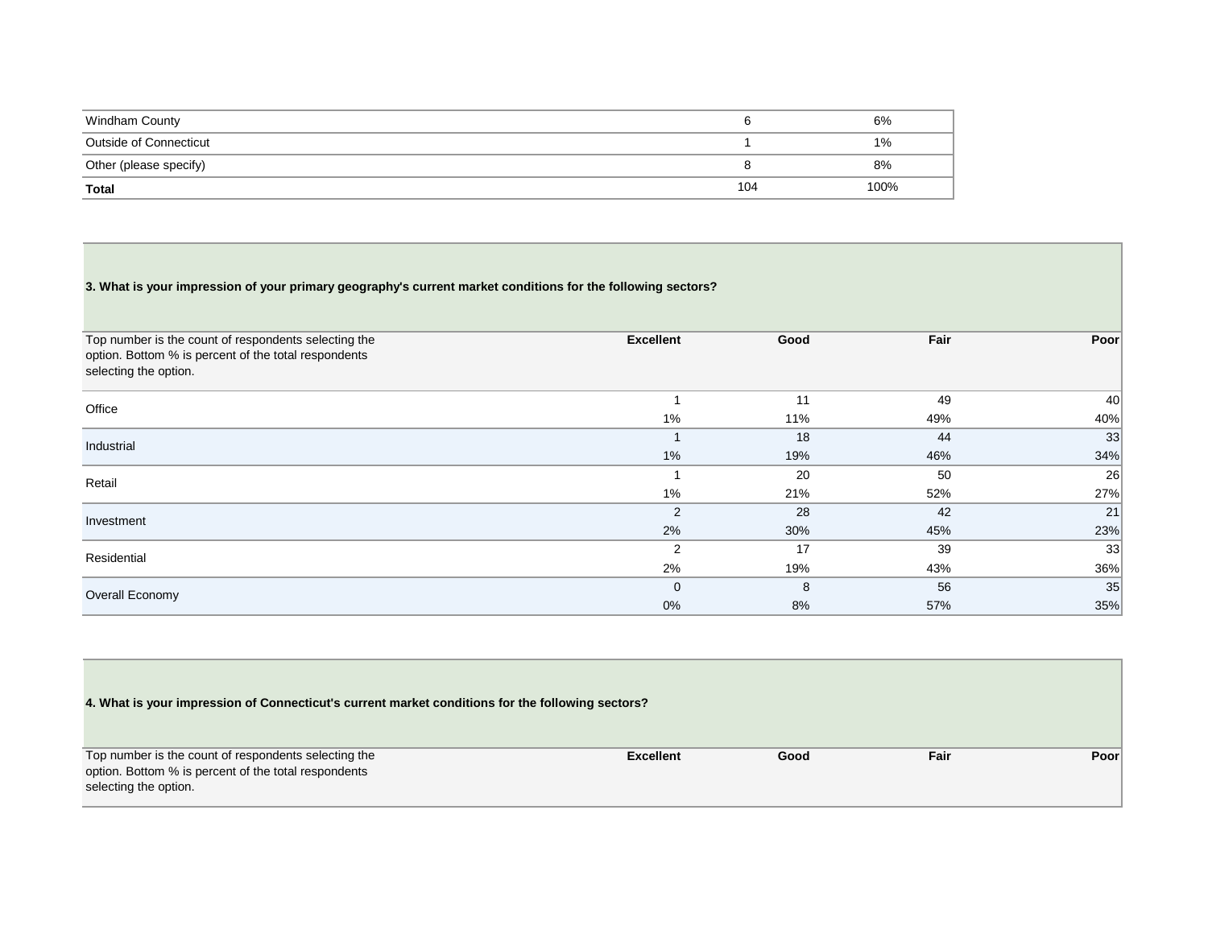| | | |
|---|---|---|
| Windham County | 6 | 6% |
| Outside of Connecticut | 1 | 1% |
| Other (please specify) | 8 | 8% |
| **Total** | 104 | 100% |

**3. What is your impression of your primary geography's current market conditions for the following sectors?**

| Top number is the count of respondents selecting the option. Bottom % is percent of the total respondents selecting the option. | **Excellent** | **Good** | **Fair** | **Poor** |
|---|---|---|---|---|
| Office | 1 | 11 | 49 | 40 |
| | 1% | 11% | 49% | 40% |
| Industrial | 1 | 18 | 44 | 33 |
| | 1% | 19% | 46% | 34% |
| Retail | 1 | 20 | 50 | 26 |
| | 1% | 21% | 52% | 27% |
| Investment | 2 | 28 | 42 | 21 |
| | 2% | 30% | 45% | 23% |
| Residential | 2 | 17 | 39 | 33 |
| | 2% | 19% | 43% | 36% |
| Overall Economy | 0 | 8 | 56 | 35 |
| | 0% | 8% | 57% | 35% |

**4. What is your impression of Connecticut's current market conditions for the following sectors?**

| Top number is the count of respondents selecting the option. Bottom % is percent of the total respondents selecting the option. | **Excellent** | **Good** | **Fair** | **Poor** |
|---|---|---|---|---|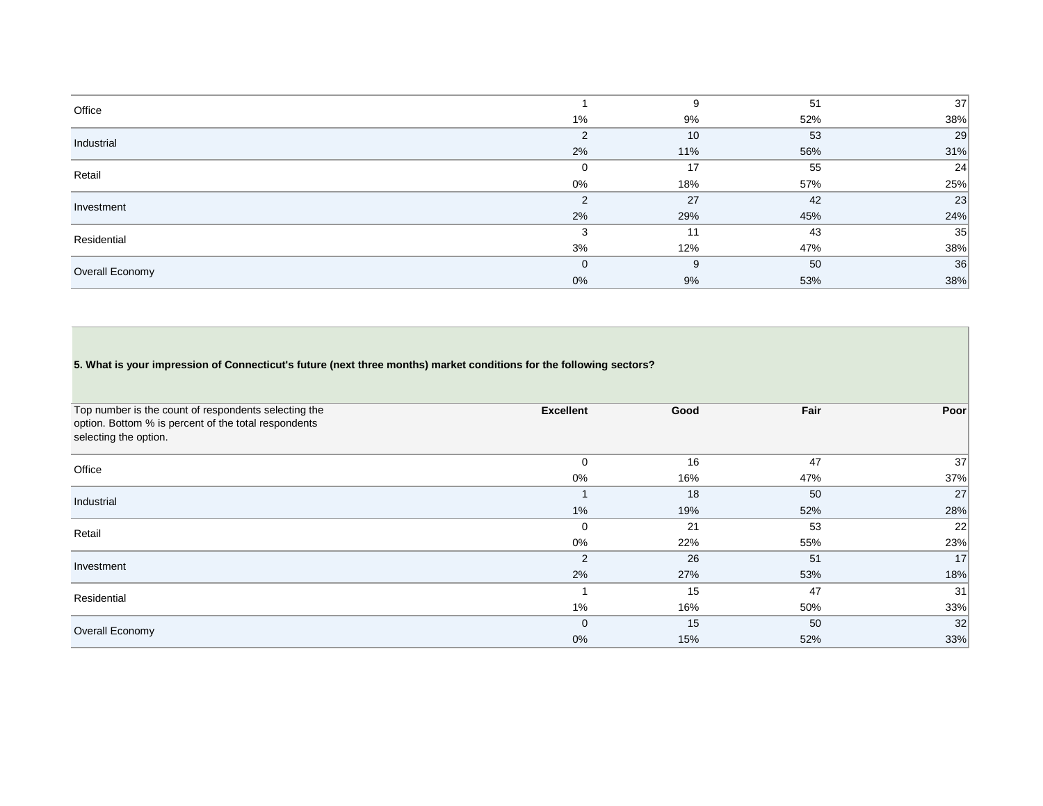| | | | | |
|---|---|---|---|---|
| Office | 1 | 9 | 51 | 37 |
| | 1% | 9% | 52% | 38% |
| Industrial | 2 | 10 | 53 | 29 |
| | 2% | 11% | 56% | 31% |
| Retail | 0 | 17 | 55 | 24 |
| | 0% | 18% | 57% | 25% |
| Investment | 2 | 27 | 42 | 23 |
| | 2% | 29% | 45% | 24% |
| Residential | 3 | 11 | 43 | 35 |
| | 3% | 12% | 47% | 38% |
| Overall Economy | 0 | 9 | 50 | 36 |
| | 0% | 9% | 53% | 38% |

**5. What is your impression of Connecticut's future (next three months) market conditions for the following sectors?**

| Top number is the count of respondents selecting the option. Bottom % is percent of the total respondents selecting the option. | **Excellent** | **Good** | **Fair** | **Poor** |
|---|---|---|---|---|
| Office | 0 | 16 | 47 | 37 |
| | 0% | 16% | 47% | 37% |
| Industrial | 1 | 18 | 50 | 27 |
| | 1% | 19% | 52% | 28% |
| Retail | 0 | 21 | 53 | 22 |
| | 0% | 22% | 55% | 23% |
| Investment | 2 | 26 | 51 | 17 |
| | 2% | 27% | 53% | 18% |
| Residential | 1 | 15 | 47 | 31 |
| | 1% | 16% | 50% | 33% |
| Overall Economy | 0 | 15 | 50 | 32 |
| | 0% | 15% | 52% | 33% |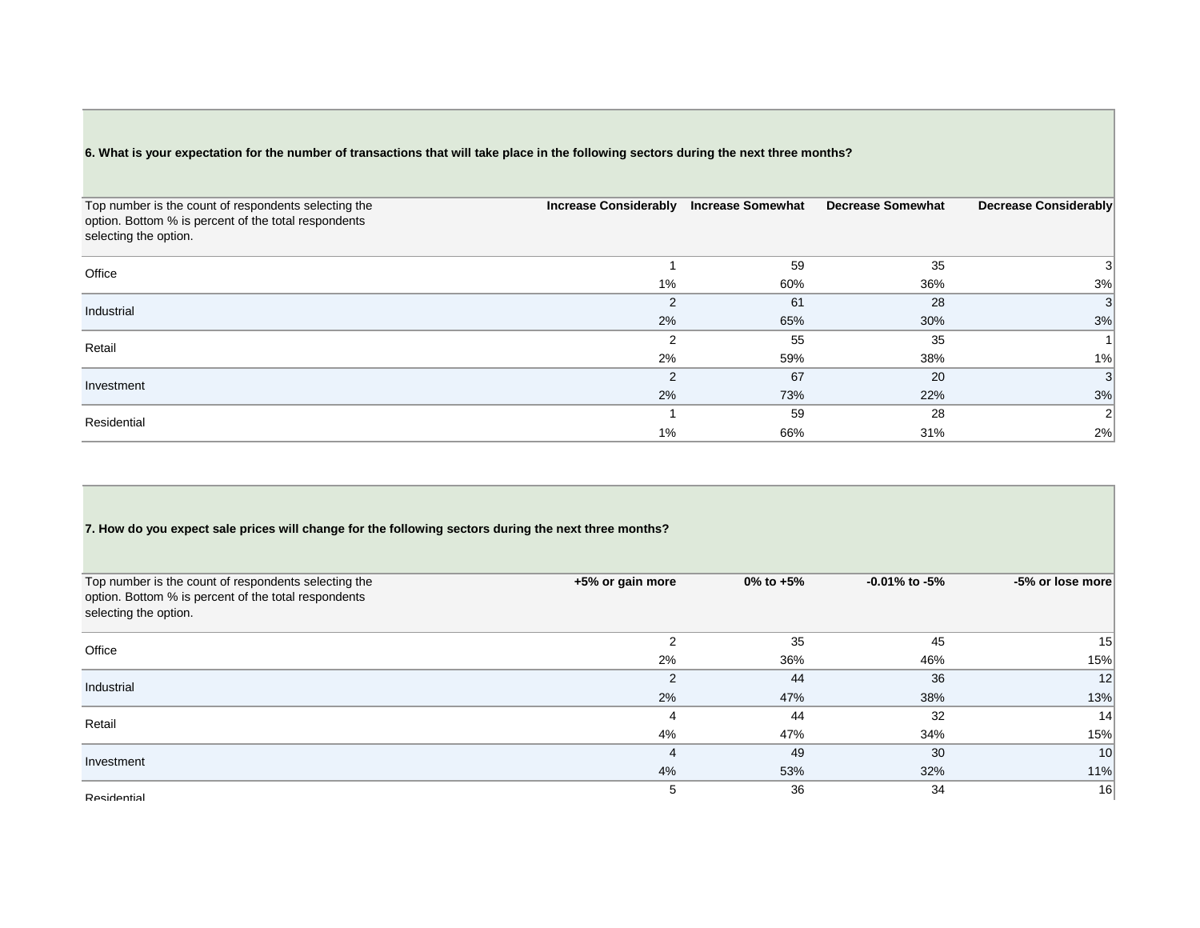**6. What is your expectation for the number of transactions that will take place in the following sectors during the next three months?**

| Top number is the count of respondents selecting the option. Bottom % is percent of the total respondents selecting the option. | Increase Considerably | Increase Somewhat | Decrease Somewhat | Decrease Considerably |
|---|---|---|---|---|
| Office | 1 | 59 | 35 | 3 |
| | 1% | 60% | 36% | 3% |
| Industrial | 2 | 61 | 28 | 3 |
| | 2% | 65% | 30% | 3% |
| Retail | 2 | 55 | 35 | 1 |
| | 2% | 59% | 38% | 1% |
| Investment | 2 | 67 | 20 | 3 |
| | 2% | 73% | 22% | 3% |
| Residential | 1 | 59 | 28 | 2 |
| | 1% | 66% | 31% | 2% |

**7. How do you expect sale prices will change for the following sectors during the next three months?**

| Top number is the count of respondents selecting the option. Bottom % is percent of the total respondents selecting the option. | +5% or gain more | 0% to +5% | -0.01% to -5% | -5% or lose more |
|---|---|---|---|---|
| Office | 2 | 35 | 45 | 15 |
| | 2% | 36% | 46% | 15% |
| Industrial | 2 | 44 | 36 | 12 |
| | 2% | 47% | 38% | 13% |
| Retail | 4 | 44 | 32 | 14 |
| | 4% | 47% | 34% | 15% |
| Investment | 4 | 49 | 30 | 10 |
| | 4% | 53% | 32% | 11% |
| Residential | 5 | 36 | 34 | 16 |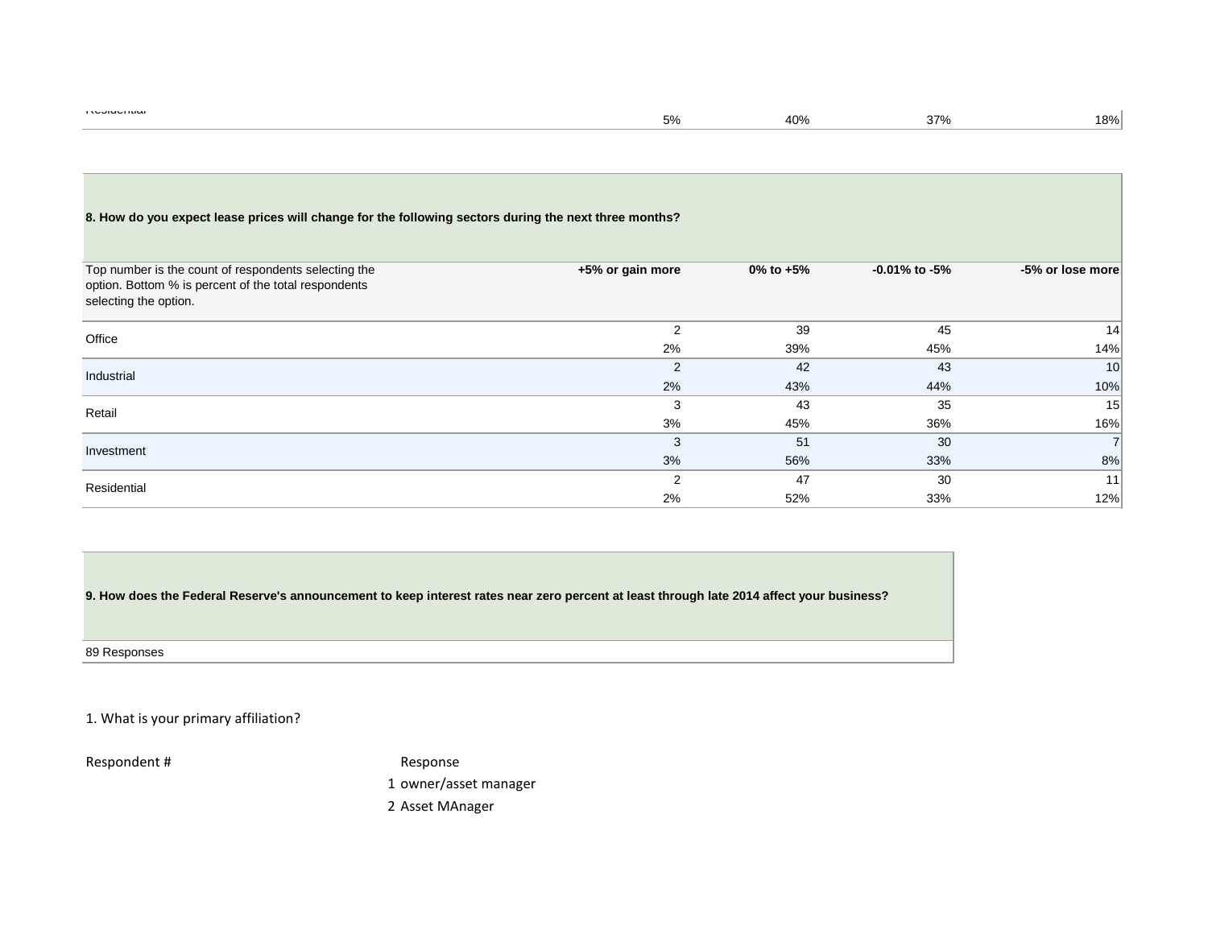| Residential | 5% | 40% | 37% | 18% |
|---|---|---|---|---|

**8. How do you expect lease prices will change for the following sectors during the next three months?**

| Top number is the count of respondents selecting the option. Bottom % is percent of the total respondents selecting the option. | +5% or gain more | 0% to +5% | -0.01% to -5% | -5% or lose more |
|---|---|---|---|---|
| Office | 2 | 39 | 45 | 14 |
| | 2% | 39% | 45% | 14% |
| Industrial | 2 | 42 | 43 | 10 |
| | 2% | 43% | 44% | 10% |
| Retail | 3 | 43 | 35 | 15 |
| | 3% | 45% | 36% | 16% |
| Investment | 3 | 51 | 30 | 7 |
| | 3% | 56% | 33% | 8% |
| Residential | 2 | 47 | 30 | 11 |
| | 2% | 52% | 33% | 12% |

**9. How does the Federal Reserve's announcement to keep interest rates near zero percent at least through late 2014 affect your business?**

89 Responses

1. What is your primary affiliation?

| Respondent # | Response |
|---|---|
| 1 | owner/asset manager |
| 2 | Asset MAnager |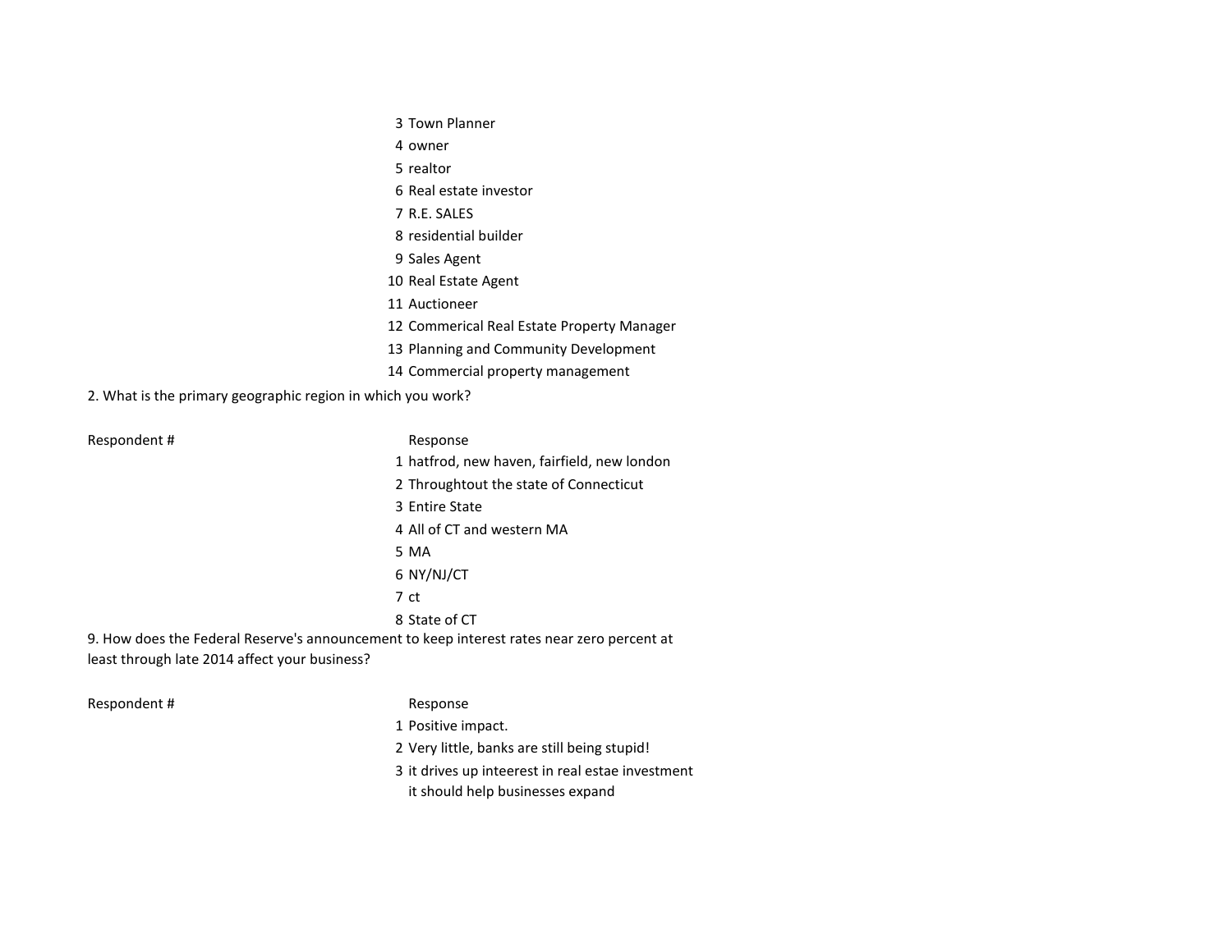| Respondent # | Response |
|---|---|
| 3 | Town Planner |
| 4 | owner |
| 5 | realtor |
| 6 | Real estate investor |
| 7 | R.E. SALES |
| 8 | residential builder |
| 9 | Sales Agent |
| 10 | Real Estate Agent |
| 11 | Auctioneer |
| 12 | Commerical Real Estate Property Manager |
| 13 | Planning and Community Development |
| 14 | Commercial property management |

2. What is the primary geographic region in which you work?

| Respondent # | Response |
|---|---|
| 1 | hatfrod, new haven, fairfield, new london |
| 2 | Throughtout the state of Connecticut |
| 3 | Entire State |
| 4 | All of CT and western MA |
| 5 | MA |
| 6 | NY/NJ/CT |
| 7 | ct |
| 8 | State of CT |

9. How does the Federal Reserve's announcement to keep interest rates near zero percent at least through late 2014 affect your business?

| Respondent # | Response |
|---|---|
| 1 | Positive impact. |
| 2 | Very little, banks are still being stupid! |
| 3 | it drives up inteerest in real estae investment<br>it should help businesses expand |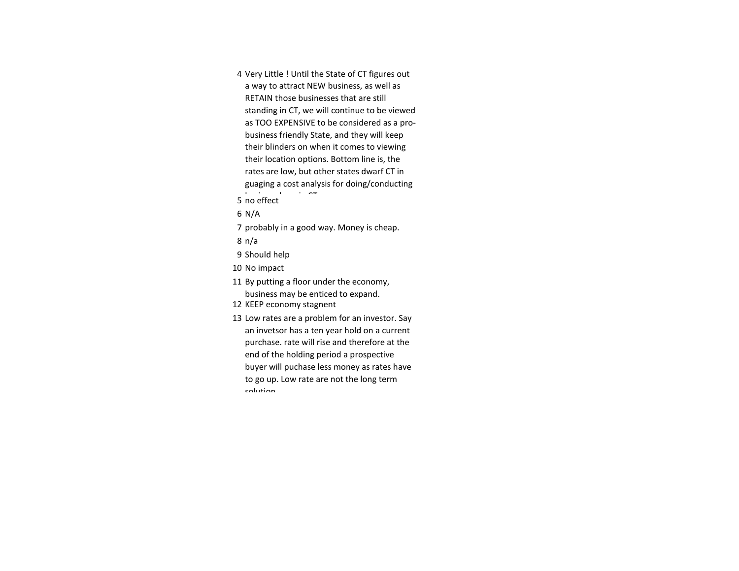| | |
|---|---|
| 4 | Very Little ! Until the State of CT figures out a way to attract NEW business, as well as RETAIN those businesses that are still standing in CT, we will continue to be viewed as TOO EXPENSIVE to be considered as a pro-business friendly State, and they will keep their blinders on when it comes to viewing their location options. Bottom line is, the rates are low, but other states dwarf CT in guaging a cost analysis for doing/conducting business in CT |
| 5 | no effect |
| 6 | N/A |
| 7 | probably in a good way. Money is cheap. |
| 8 | n/a |
| 9 | Should help |
| 10 | No impact |
| 11 | By putting a floor under the economy, business may be enticed to expand. |
| 12 | KEEP economy stagnent |
| 13 | Low rates are a problem for an investor. Say an invetsor has a ten year hold on a current purchase. rate will rise and therefore at the end of the holding period a prospective buyer will puchase less money as rates have to go up. Low rate are not the long term solution |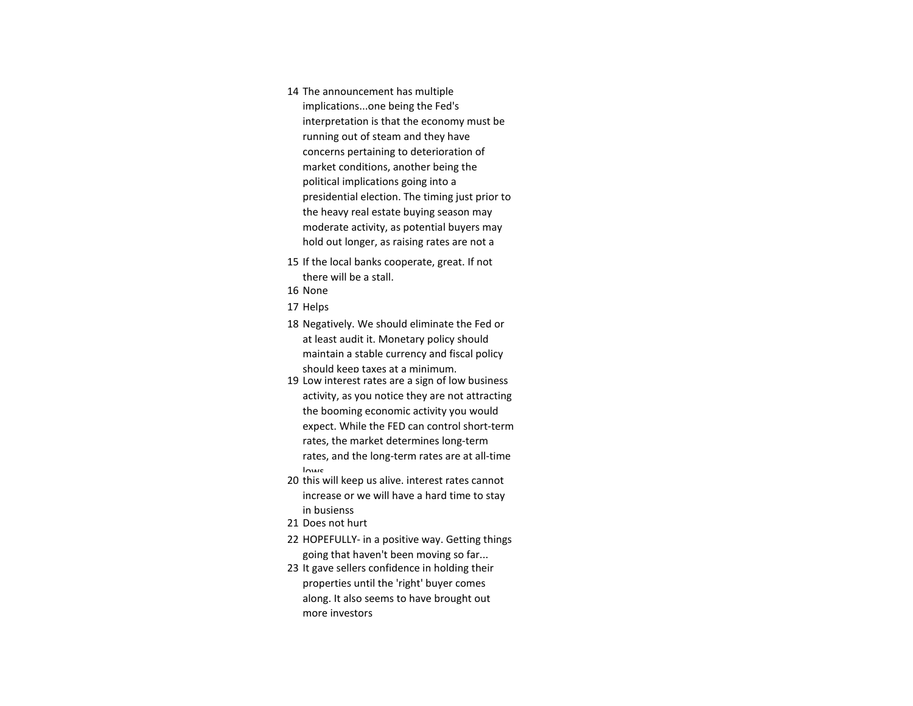14 The announcement has multiple implications...one being the Fed's interpretation is that the economy must be running out of steam and they have concerns pertaining to deterioration of market conditions, another being the political implications going into a presidential election. The timing just prior to the heavy real estate buying season may moderate activity, as potential buyers may hold out longer, as raising rates are not a

15 If the local banks cooperate, great. If not there will be a stall.

16 None

17 Helps

18 Negatively. We should eliminate the Fed or at least audit it. Monetary policy should maintain a stable currency and fiscal policy should keep taxes at a minimum.

19 Low interest rates are a sign of low business activity, as you notice they are not attracting the booming economic activity you would expect. While the FED can control short-term rates, the market determines long-term rates, and the long-term rates are at all-time lows

20 this will keep us alive. interest rates cannot increase or we will have a hard time to stay in busienss

21 Does not hurt

22 HOPEFULLY- in a positive way. Getting things going that haven't been moving so far...

23 It gave sellers confidence in holding their properties until the 'right' buyer comes along. It also seems to have brought out more investors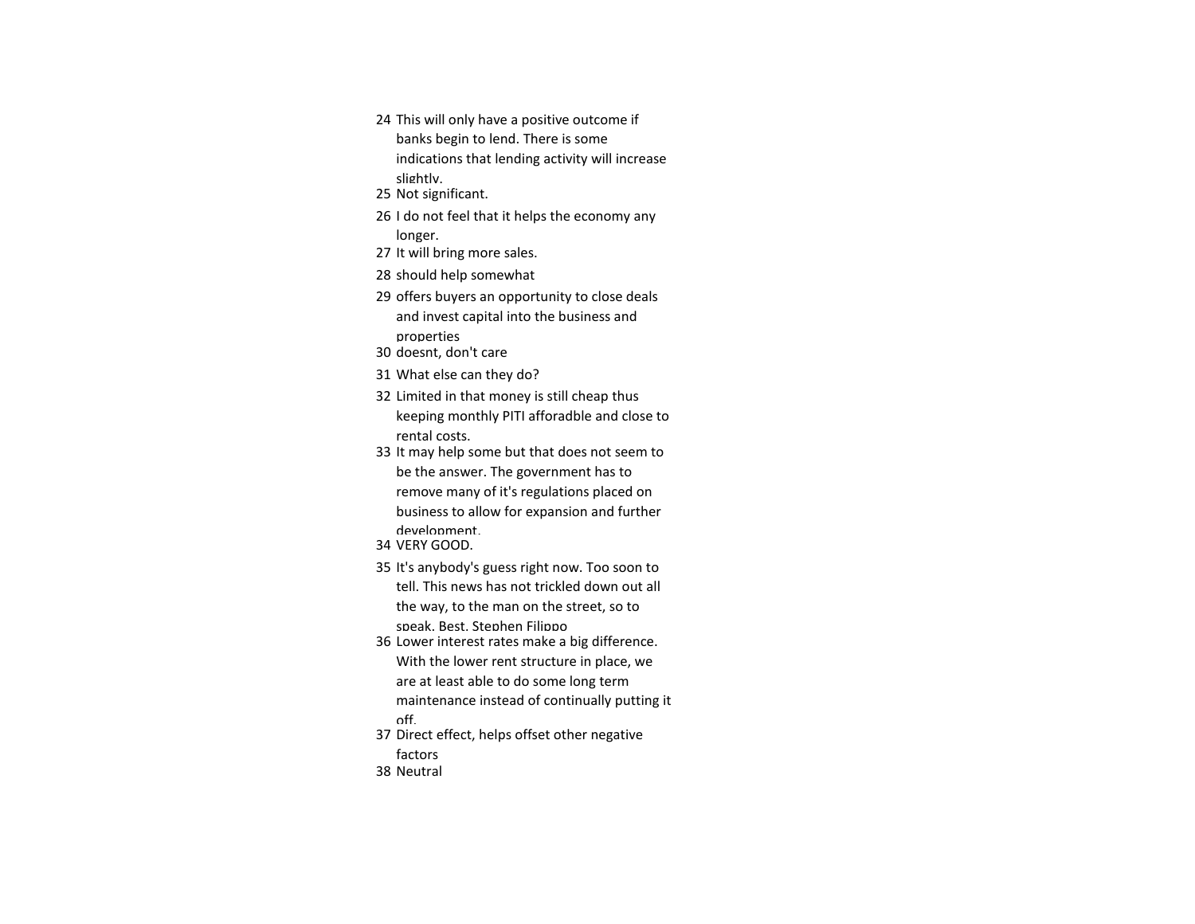24 This will only have a positive outcome if banks begin to lend. There is some indications that lending activity will increase slightly.

25 Not significant.

26 I do not feel that it helps the economy any longer.

27 It will bring more sales.

28 should help somewhat

29 offers buyers an opportunity to close deals and invest capital into the business and properties

30 doesnt, don't care

31 What else can they do?

32 Limited in that money is still cheap thus keeping monthly PITI afforadble and close to rental costs.

33 It may help some but that does not seem to be the answer. The government has to remove many of it's regulations placed on business to allow for expansion and further development.

34 VERY GOOD.

35 It's anybody's guess right now. Too soon to tell. This news has not trickled down out all the way, to the man on the street, so to speak. Best. Stephen Filippo

36 Lower interest rates make a big difference. With the lower rent structure in place, we are at least able to do some long term maintenance instead of continually putting it off.

37 Direct effect, helps offset other negative factors

38 Neutral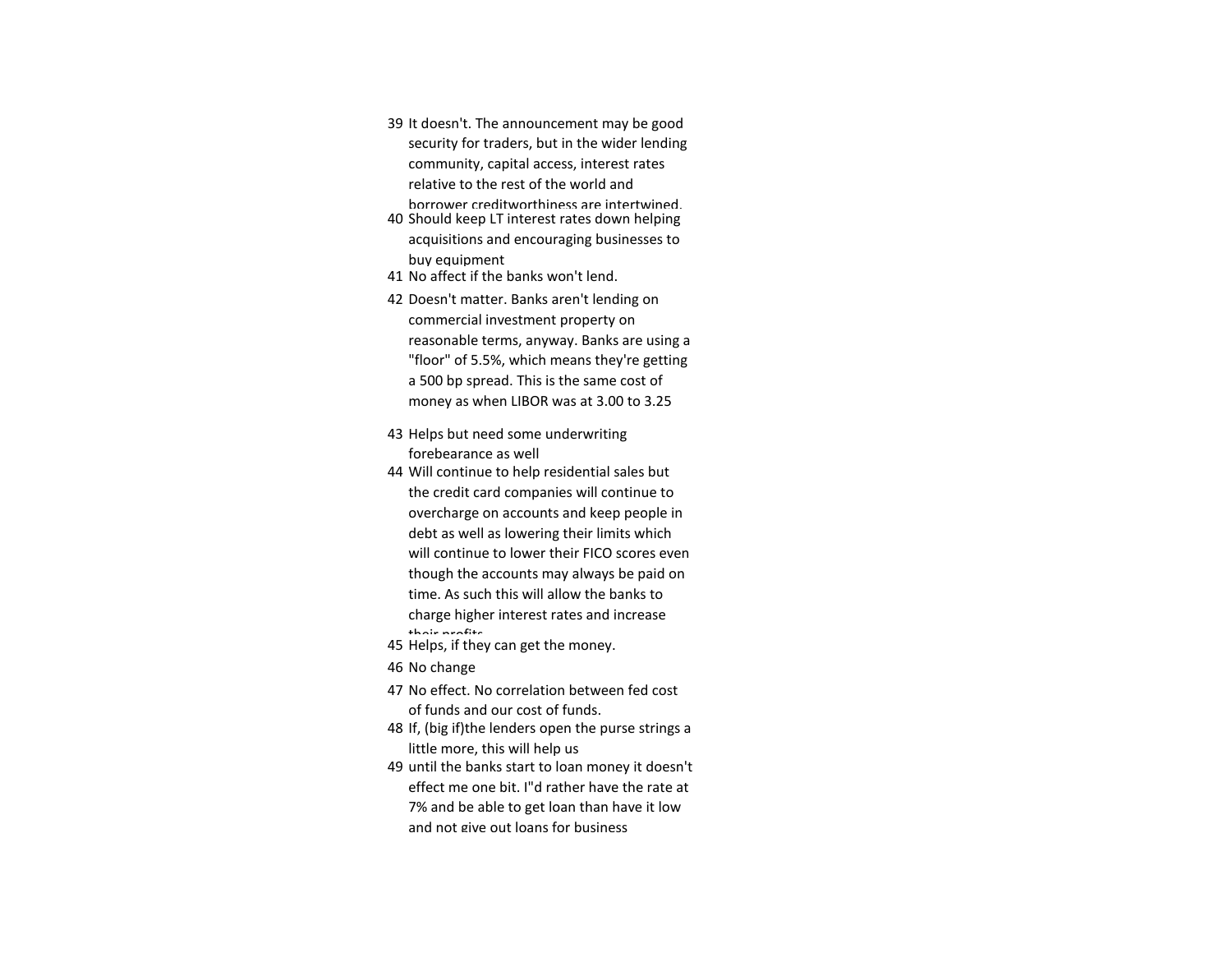39 It doesn't. The announcement may be good security for traders, but in the wider lending community, capital access, interest rates relative to the rest of the world and borrower creditworthiness are intertwined.

40 Should keep LT interest rates down helping acquisitions and encouraging businesses to buy equipment

41 No affect if the banks won't lend.

42 Doesn't matter. Banks aren't lending on commercial investment property on reasonable terms, anyway. Banks are using a "floor" of 5.5%, which means they're getting a 500 bp spread. This is the same cost of money as when LIBOR was at 3.00 to 3.25

43 Helps but need some underwriting forebearance as well

44 Will continue to help residential sales but the credit card companies will continue to overcharge on accounts and keep people in debt as well as lowering their limits which will continue to lower their FICO scores even though the accounts may always be paid on time. As such this will allow the banks to charge higher interest rates and increase their profits

45 Helps, if they can get the money.

46 No change

47 No effect. No correlation between fed cost of funds and our cost of funds.

48 If, (big if)the lenders open the purse strings a little more, this will help us

49 until the banks start to loan money it doesn't effect me one bit. I"d rather have the rate at 7% and be able to get loan than have it low and not give out loans for business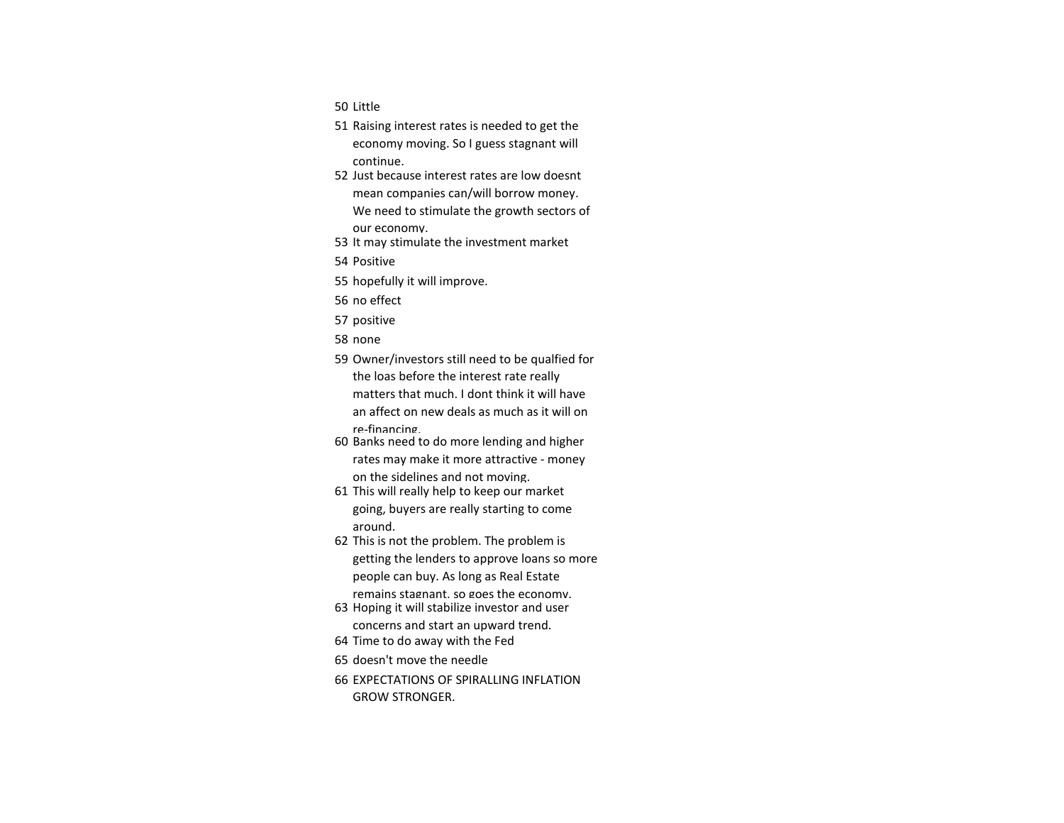50 Little

51 Raising interest rates is needed to get the economy moving. So I guess stagnant will continue.

52 Just because interest rates are low doesnt mean companies can/will borrow money. We need to stimulate the growth sectors of our economy.

53 It may stimulate the investment market

54 Positive

55 hopefully it will improve.

56 no effect

57 positive

58 none

59 Owner/investors still need to be qualfied for the loas before the interest rate really matters that much. I dont think it will have an affect on new deals as much as it will on re-financing.

60 Banks need to do more lending and higher rates may make it more attractive - money on the sidelines and not moving.

61 This will really help to keep our market going, buyers are really starting to come around.

62 This is not the problem. The problem is getting the lenders to approve loans so more people can buy. As long as Real Estate remains stagnant, so goes the economy.

63 Hoping it will stabilize investor and user concerns and start an upward trend.

64 Time to do away with the Fed

65 doesn't move the needle

66 EXPECTATIONS OF SPIRALLING INFLATION GROW STRONGER.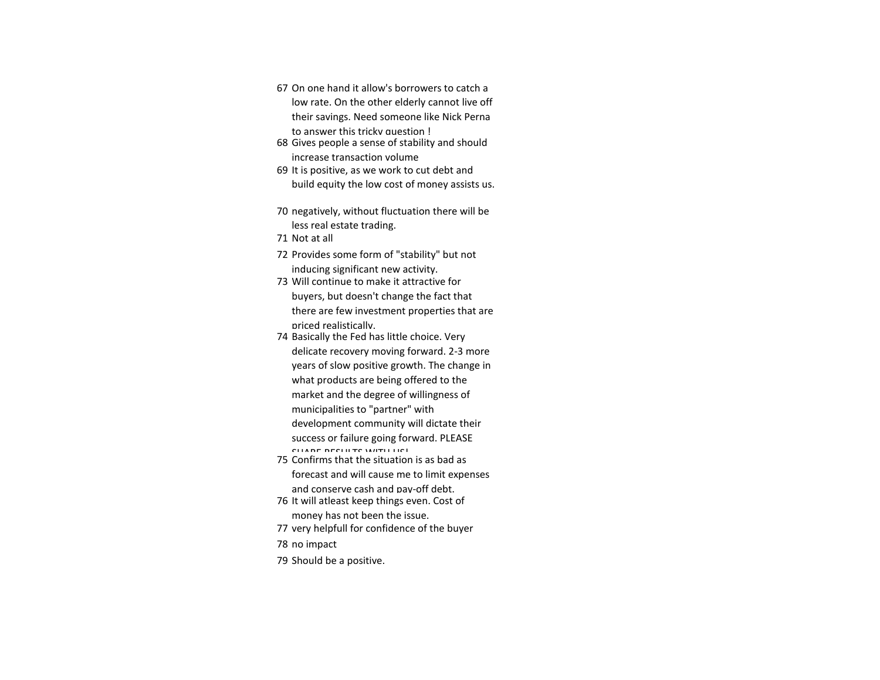67 On one hand it allow's borrowers to catch a low rate. On the other elderly cannot live off their savings. Need someone like Nick Perna to answer this tricky question !

68 Gives people a sense of stability and should increase transaction volume

69 It is positive, as we work to cut debt and build equity the low cost of money assists us.

70 negatively, without fluctuation there will be less real estate trading.

71 Not at all

72 Provides some form of "stability" but not inducing significant new activity.

73 Will continue to make it attractive for buyers, but doesn't change the fact that there are few investment properties that are priced realistically.

74 Basically the Fed has little choice. Very delicate recovery moving forward. 2-3 more years of slow positive growth. The change in what products are being offered to the market and the degree of willingness of municipalities to "partner" with development community will dictate their success or failure going forward. PLEASE SHARE RESULTS WITH US!

75 Confirms that the situation is as bad as forecast and will cause me to limit expenses and conserve cash and pay-off debt.

76 It will atleast keep things even. Cost of money has not been the issue.

77 very helpfull for confidence of the buyer

78 no impact

79 Should be a positive.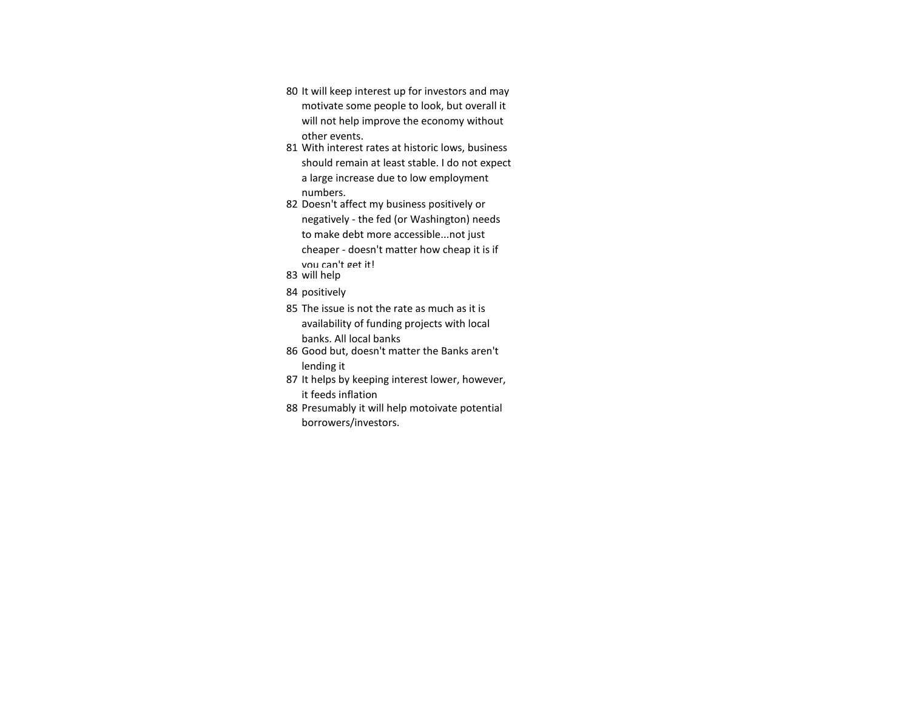80 It will keep interest up for investors and may motivate some people to look, but overall it will not help improve the economy without other events.

81 With interest rates at historic lows, business should remain at least stable. I do not expect a large increase due to low employment numbers.

82 Doesn't affect my business positively or negatively - the fed (or Washington) needs to make debt more accessible...not just cheaper - doesn't matter how cheap it is if you can't get it!

83 will help

84 positively

85 The issue is not the rate as much as it is availability of funding projects with local banks. All local banks

86 Good but, doesn't matter the Banks aren't lending it

87 It helps by keeping interest lower, however, it feeds inflation

88 Presumably it will help motoivate potential borrowers/investors.